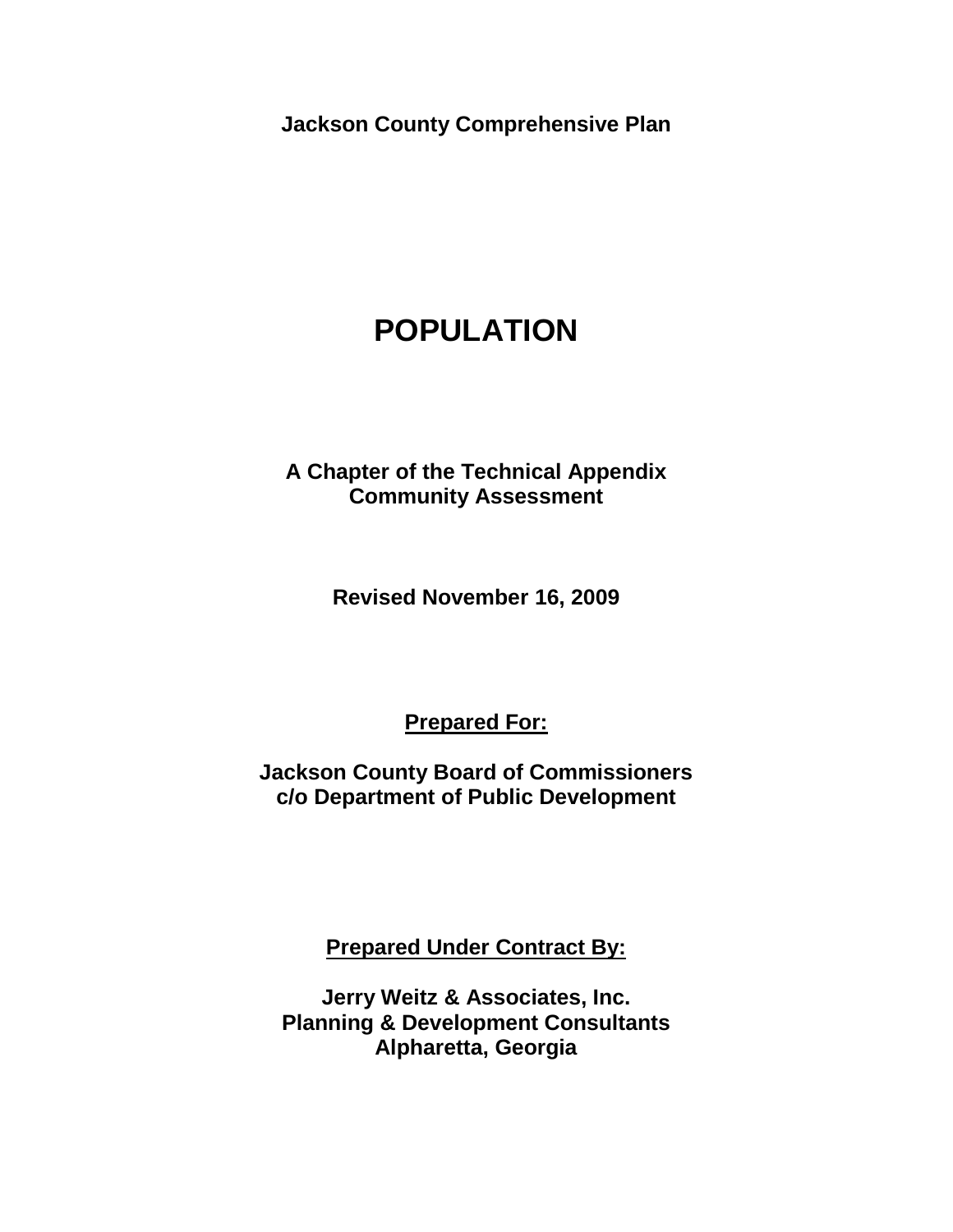**Jackson County Comprehensive Plan**

# POPULATION

**A Chapter of the Technical Appendix**
**Community Assessment**

**Revised November 16, 2009**

**Prepared For:**

**Jackson County Board of Commissioners**
**c/o Department of Public Development**

**Prepared Under Contract By:**

**Jerry Weitz & Associates, Inc.**
**Planning & Development Consultants**
**Alpharetta, Georgia**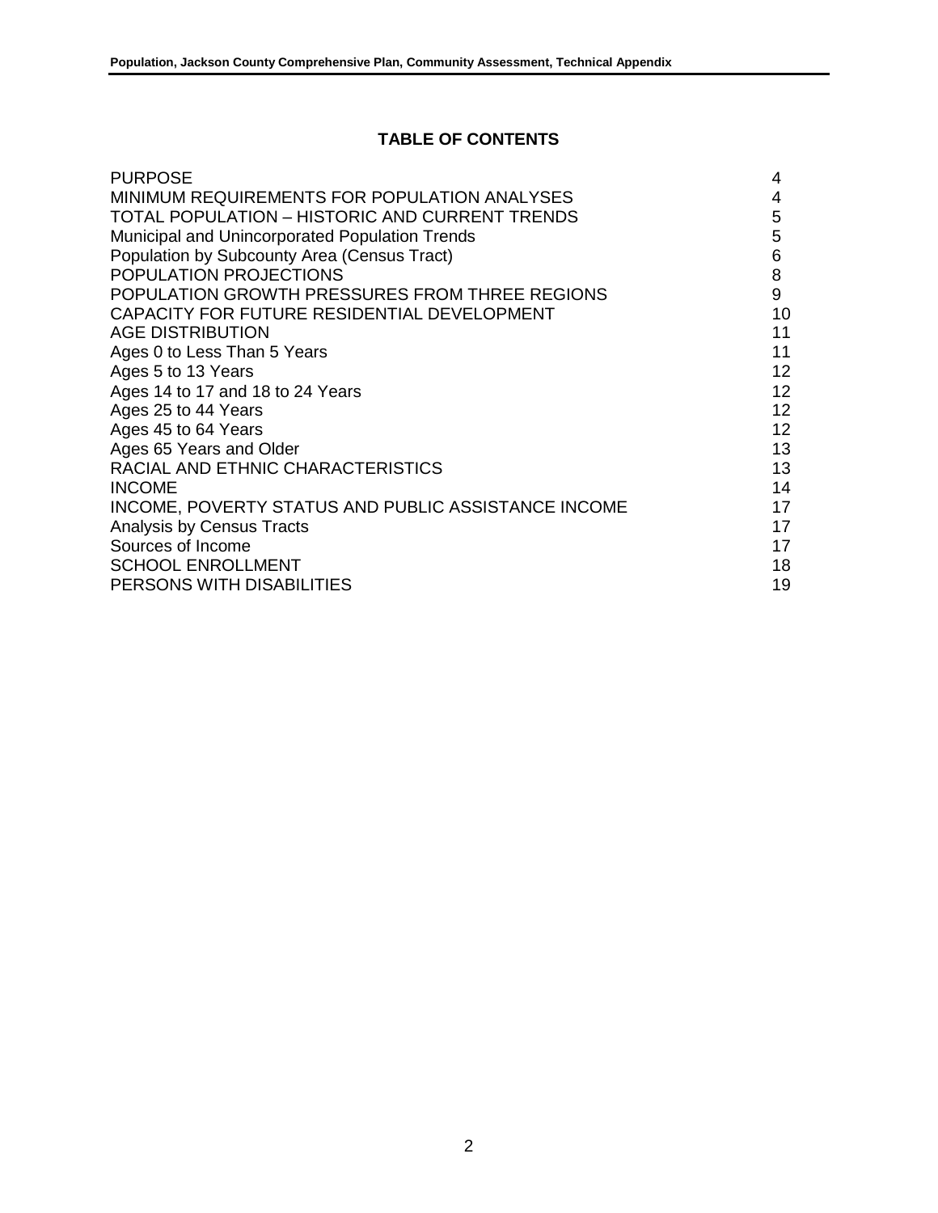## TABLE OF CONTENTS

| | |
|---|---|
| PURPOSE | 4 |
| MINIMUM REQUIREMENTS FOR POPULATION ANALYSES | 4 |
| TOTAL POPULATION – HISTORIC AND CURRENT TRENDS | 5 |
| Municipal and Unincorporated Population Trends | 5 |
| Population by Subcounty Area (Census Tract) | 6 |
| POPULATION PROJECTIONS | 8 |
| POPULATION GROWTH PRESSURES FROM THREE REGIONS | 9 |
| CAPACITY FOR FUTURE RESIDENTIAL DEVELOPMENT | 10 |
| AGE DISTRIBUTION | 11 |
| Ages 0 to Less Than 5 Years | 11 |
| Ages 5 to 13 Years | 12 |
| Ages 14 to 17 and 18 to 24 Years | 12 |
| Ages 25 to 44 Years | 12 |
| Ages 45 to 64 Years | 12 |
| Ages 65 Years and Older | 13 |
| RACIAL AND ETHNIC CHARACTERISTICS | 13 |
| INCOME | 14 |
| INCOME, POVERTY STATUS AND PUBLIC ASSISTANCE INCOME | 17 |
| Analysis by Census Tracts | 17 |
| Sources of Income | 17 |
| SCHOOL ENROLLMENT | 18 |
| PERSONS WITH DISABILITIES | 19 |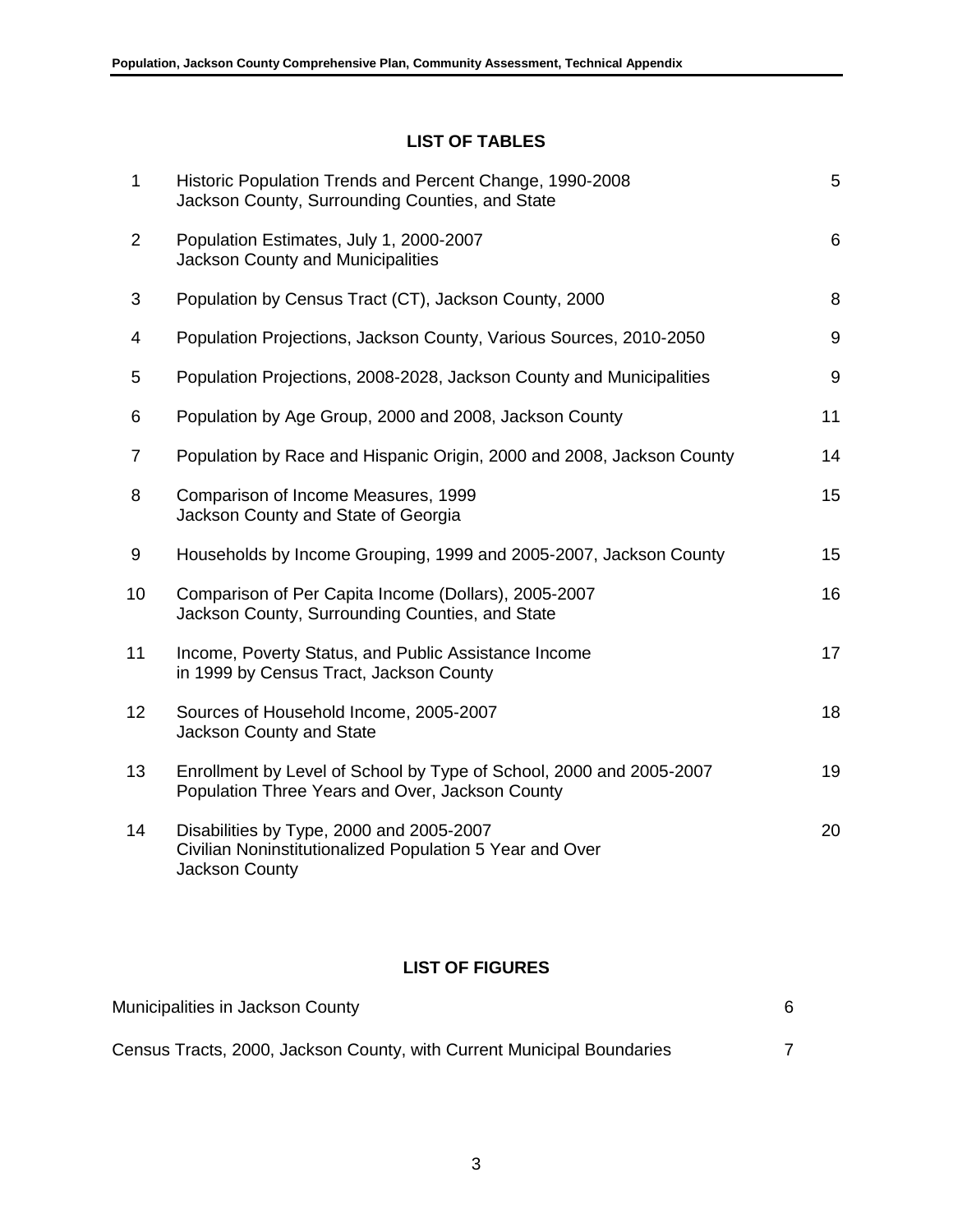## LIST OF TABLES

| | | |
|---|---|---|
| 1 | Historic Population Trends and Percent Change, 1990-2008<br>Jackson County, Surrounding Counties, and State | 5 |
| 2 | Population Estimates, July 1, 2000-2007<br>Jackson County and Municipalities | 6 |
| 3 | Population by Census Tract (CT), Jackson County, 2000 | 8 |
| 4 | Population Projections, Jackson County, Various Sources, 2010-2050 | 9 |
| 5 | Population Projections, 2008-2028, Jackson County and Municipalities | 9 |
| 6 | Population by Age Group, 2000 and 2008, Jackson County | 11 |
| 7 | Population by Race and Hispanic Origin, 2000 and 2008, Jackson County | 14 |
| 8 | Comparison of Income Measures, 1999<br>Jackson County and State of Georgia | 15 |
| 9 | Households by Income Grouping, 1999 and 2005-2007, Jackson County | 15 |
| 10 | Comparison of Per Capita Income (Dollars), 2005-2007<br>Jackson County, Surrounding Counties, and State | 16 |
| 11 | Income, Poverty Status, and Public Assistance Income<br>in 1999 by Census Tract, Jackson County | 17 |
| 12 | Sources of Household Income, 2005-2007<br>Jackson County and State | 18 |
| 13 | Enrollment by Level of School by Type of School, 2000 and 2005-2007<br>Population Three Years and Over, Jackson County | 19 |
| 14 | Disabilities by Type, 2000 and 2005-2007<br>Civilian Noninstitutionalized Population 5 Year and Over<br>Jackson County | 20 |

## LIST OF FIGURES

| | |
|---|---|
| Municipalities in Jackson County | 6 |
| Census Tracts, 2000, Jackson County, with Current Municipal Boundaries | 7 |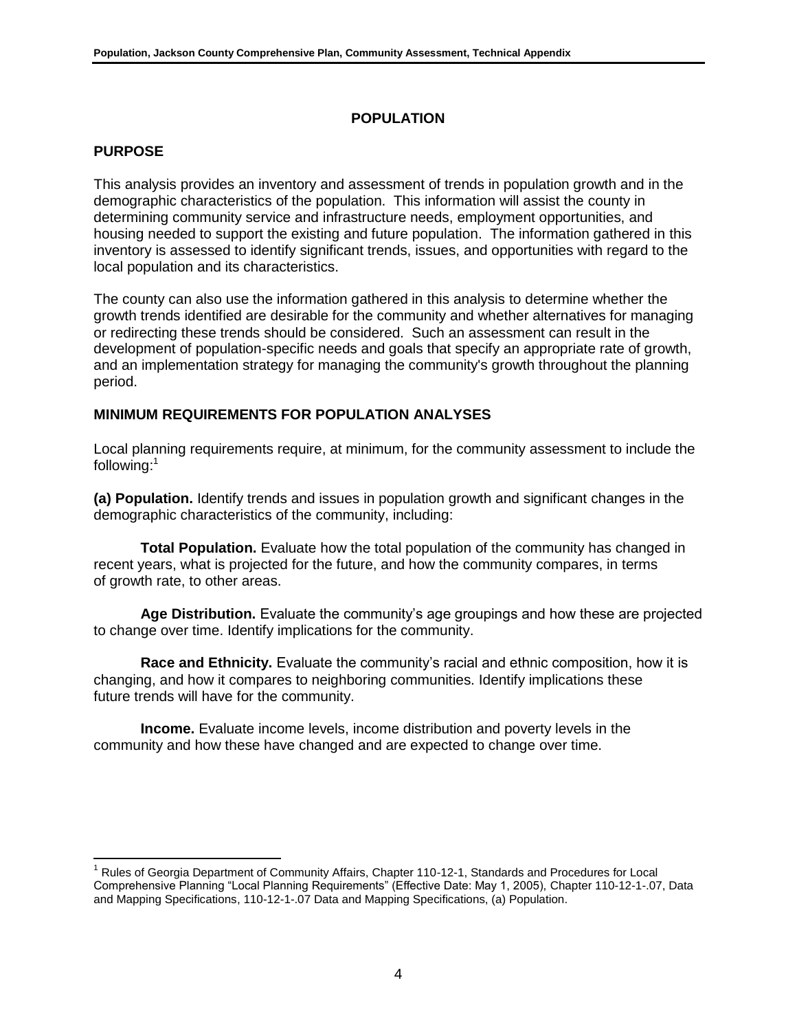# POPULATION

## PURPOSE

This analysis provides an inventory and assessment of trends in population growth and in the demographic characteristics of the population. This information will assist the county in determining community service and infrastructure needs, employment opportunities, and housing needed to support the existing and future population. The information gathered in this inventory is assessed to identify significant trends, issues, and opportunities with regard to the local population and its characteristics.

The county can also use the information gathered in this analysis to determine whether the growth trends identified are desirable for the community and whether alternatives for managing or redirecting these trends should be considered. Such an assessment can result in the development of population-specific needs and goals that specify an appropriate rate of growth, and an implementation strategy for managing the community's growth throughout the planning period.

## MINIMUM REQUIREMENTS FOR POPULATION ANALYSES

Local planning requirements require, at minimum, for the community assessment to include the following:[1]

**(a) Population.** Identify trends and issues in population growth and significant changes in the demographic characteristics of the community, including:

**Total Population.** Evaluate how the total population of the community has changed in recent years, what is projected for the future, and how the community compares, in terms of growth rate, to other areas.

**Age Distribution.** Evaluate the community's age groupings and how these are projected to change over time. Identify implications for the community.

**Race and Ethnicity.** Evaluate the community's racial and ethnic composition, how it is changing, and how it compares to neighboring communities. Identify implications these future trends will have for the community.

**Income.** Evaluate income levels, income distribution and poverty levels in the community and how these have changed and are expected to change over time.

---

[1] Rules of Georgia Department of Community Affairs, Chapter 110-12-1, Standards and Procedures for Local Comprehensive Planning "Local Planning Requirements" (Effective Date: May 1, 2005), Chapter 110-12-1-.07, Data and Mapping Specifications, 110-12-1-.07 Data and Mapping Specifications, (a) Population.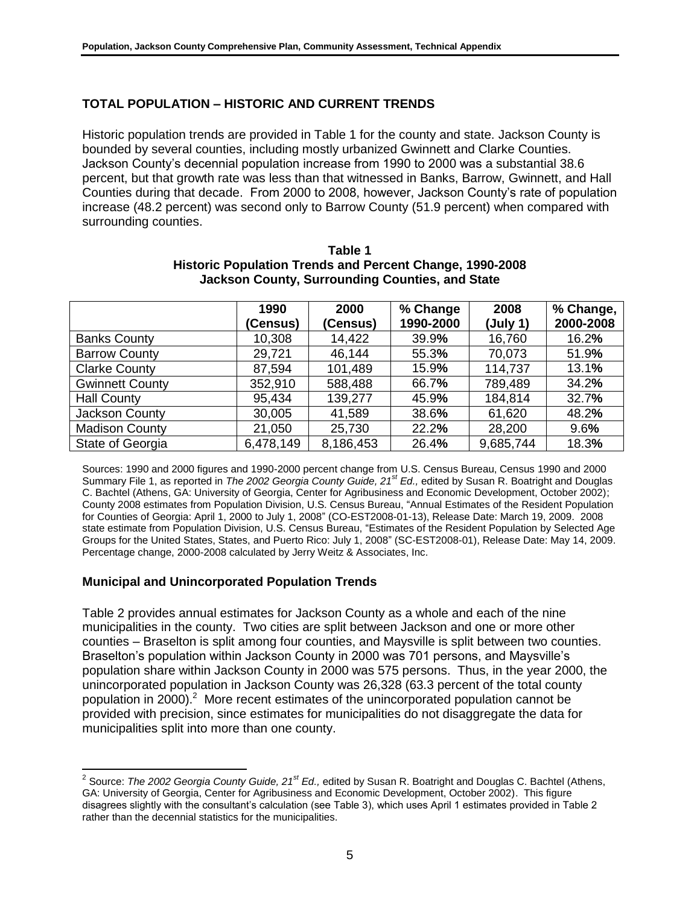## TOTAL POPULATION – HISTORIC AND CURRENT TRENDS

Historic population trends are provided in Table 1 for the county and state. Jackson County is bounded by several counties, including mostly urbanized Gwinnett and Clarke Counties. Jackson County's decennial population increase from 1990 to 2000 was a substantial 38.6 percent, but that growth rate was less than that witnessed in Banks, Barrow, Gwinnett, and Hall Counties during that decade. From 2000 to 2008, however, Jackson County's rate of population increase (48.2 percent) was second only to Barrow County (51.9 percent) when compared with surrounding counties.

**Table 1**
**Historic Population Trends and Percent Change, 1990-2008**
**Jackson County, Surrounding Counties, and State**

| | 1990 (Census) | 2000 (Census) | % Change 1990-2000 | 2008 (July 1) | % Change, 2000-2008 |
|---|---|---|---|---|---|
| Banks County | 10,308 | 14,422 | 39.9% | 16,760 | 16.2% |
| Barrow County | 29,721 | 46,144 | 55.3% | 70,073 | 51.9% |
| Clarke County | 87,594 | 101,489 | 15.9% | 114,737 | 13.1% |
| Gwinnett County | 352,910 | 588,488 | 66.7% | 789,489 | 34.2% |
| Hall County | 95,434 | 139,277 | 45.9% | 184,814 | 32.7% |
| Jackson County | 30,005 | 41,589 | 38.6% | 61,620 | 48.2% |
| Madison County | 21,050 | 25,730 | 22.2% | 28,200 | 9.6% |
| State of Georgia | 6,478,149 | 8,186,453 | 26.4% | 9,685,744 | 18.3% |

Sources: 1990 and 2000 figures and 1990-2000 percent change from U.S. Census Bureau, Census 1990 and 2000 Summary File 1, as reported in *The 2002 Georgia County Guide, 21st Ed.,* edited by Susan R. Boatright and Douglas C. Bachtel (Athens, GA: University of Georgia, Center for Agribusiness and Economic Development, October 2002); County 2008 estimates from Population Division, U.S. Census Bureau, "Annual Estimates of the Resident Population for Counties of Georgia: April 1, 2000 to July 1, 2008" (CO-EST2008-01-13), Release Date: March 19, 2009. 2008 state estimate from Population Division, U.S. Census Bureau, "Estimates of the Resident Population by Selected Age Groups for the United States, States, and Puerto Rico: July 1, 2008" (SC-EST2008-01), Release Date: May 14, 2009. Percentage change, 2000-2008 calculated by Jerry Weitz & Associates, Inc.

### Municipal and Unincorporated Population Trends

Table 2 provides annual estimates for Jackson County as a whole and each of the nine municipalities in the county. Two cities are split between Jackson and one or more other counties – Braselton is split among four counties, and Maysville is split between two counties. Braselton's population within Jackson County in 2000 was 701 persons, and Maysville's population share within Jackson County in 2000 was 575 persons. Thus, in the year 2000, the unincorporated population in Jackson County was 26,328 (63.3 percent of the total county population in 2000).[2] More recent estimates of the unincorporated population cannot be provided with precision, since estimates for municipalities do not disaggregate the data for municipalities split into more than one county.

[2] Source: *The 2002 Georgia County Guide, 21st Ed.,* edited by Susan R. Boatright and Douglas C. Bachtel (Athens, GA: University of Georgia, Center for Agribusiness and Economic Development, October 2002). This figure disagrees slightly with the consultant's calculation (see Table 3), which uses April 1 estimates provided in Table 2 rather than the decennial statistics for the municipalities.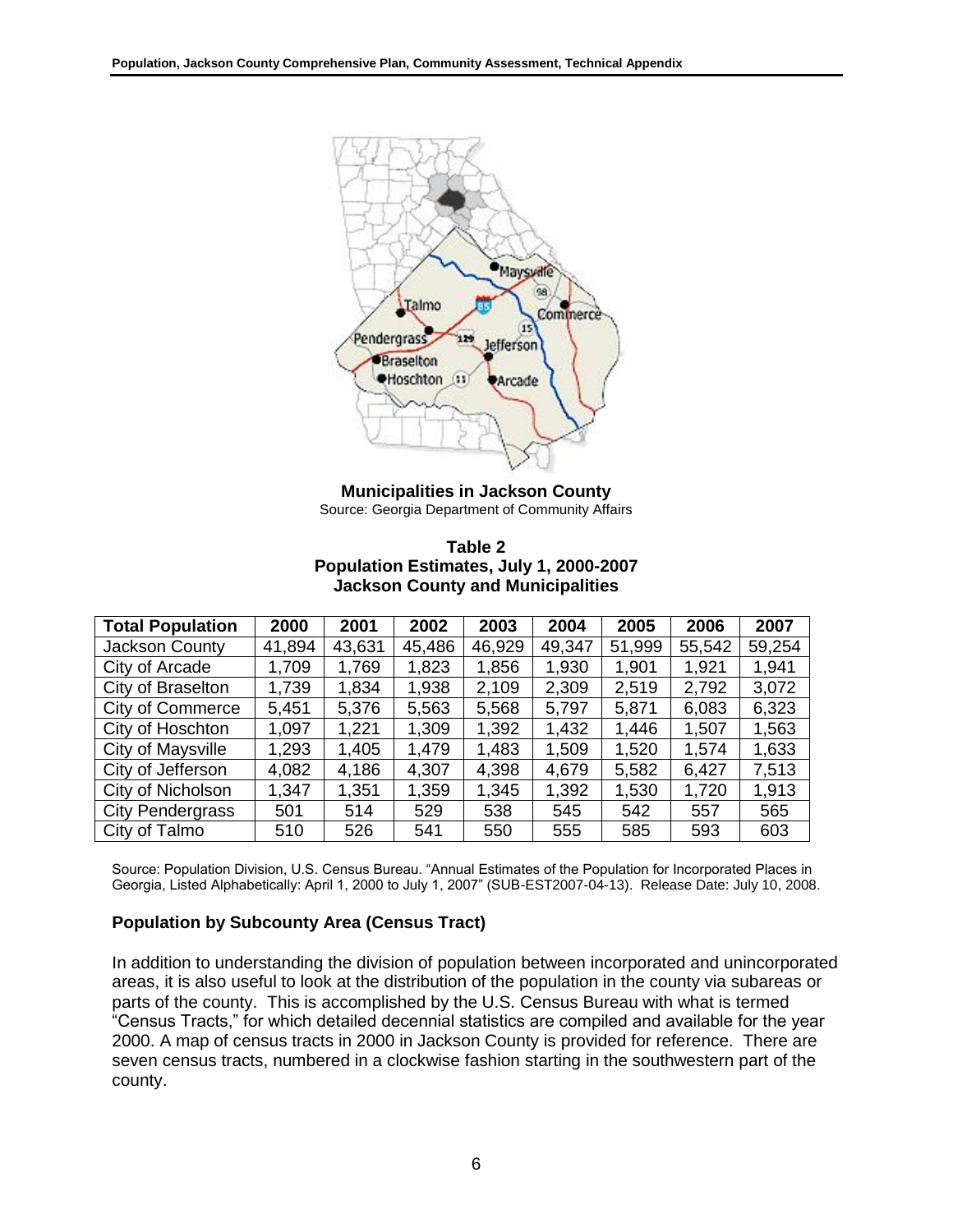**Municipalities in Jackson County**
Source: Georgia Department of Community Affairs

**Table 2**
**Population Estimates, July 1, 2000-2007**
**Jackson County and Municipalities**

| Total Population | 2000 | 2001 | 2002 | 2003 | 2004 | 2005 | 2006 | 2007 |
|---|---|---|---|---|---|---|---|---|
| Jackson County | 41,894 | 43,631 | 45,486 | 46,929 | 49,347 | 51,999 | 55,542 | 59,254 |
| City of Arcade | 1,709 | 1,769 | 1,823 | 1,856 | 1,930 | 1,901 | 1,921 | 1,941 |
| City of Braselton | 1,739 | 1,834 | 1,938 | 2,109 | 2,309 | 2,519 | 2,792 | 3,072 |
| City of Commerce | 5,451 | 5,376 | 5,563 | 5,568 | 5,797 | 5,871 | 6,083 | 6,323 |
| City of Hoschton | 1,097 | 1,221 | 1,309 | 1,392 | 1,432 | 1,446 | 1,507 | 1,563 |
| City of Maysville | 1,293 | 1,405 | 1,479 | 1,483 | 1,509 | 1,520 | 1,574 | 1,633 |
| City of Jefferson | 4,082 | 4,186 | 4,307 | 4,398 | 4,679 | 5,582 | 6,427 | 7,513 |
| City of Nicholson | 1,347 | 1,351 | 1,359 | 1,345 | 1,392 | 1,530 | 1,720 | 1,913 |
| City Pendergrass | 501 | 514 | 529 | 538 | 545 | 542 | 557 | 565 |
| City of Talmo | 510 | 526 | 541 | 550 | 555 | 585 | 593 | 603 |

Source: Population Division, U.S. Census Bureau. "Annual Estimates of the Population for Incorporated Places in Georgia, Listed Alphabetically: April 1, 2000 to July 1, 2007" (SUB-EST2007-04-13). Release Date: July 10, 2008.

### Population by Subcounty Area (Census Tract)

In addition to understanding the division of population between incorporated and unincorporated areas, it is also useful to look at the distribution of the population in the county via subareas or parts of the county. This is accomplished by the U.S. Census Bureau with what is termed "Census Tracts," for which detailed decennial statistics are compiled and available for the year 2000. A map of census tracts in 2000 in Jackson County is provided for reference. There are seven census tracts, numbered in a clockwise fashion starting in the southwestern part of the county.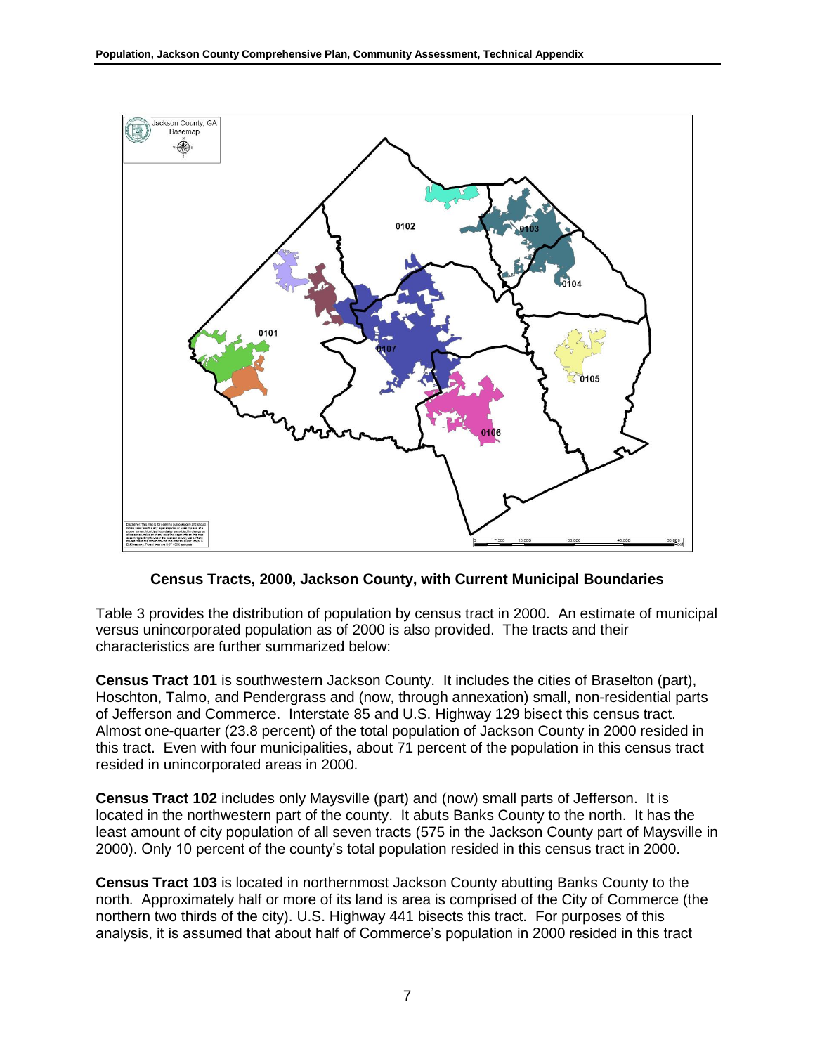**Census Tracts, 2000, Jackson County, with Current Municipal Boundaries**

Table 3 provides the distribution of population by census tract in 2000. An estimate of municipal versus unincorporated population as of 2000 is also provided. The tracts and their characteristics are further summarized below:

**Census Tract 101** is southwestern Jackson County. It includes the cities of Braselton (part), Hoschton, Talmo, and Pendergrass and (now, through annexation) small, non-residential parts of Jefferson and Commerce. Interstate 85 and U.S. Highway 129 bisect this census tract. Almost one-quarter (23.8 percent) of the total population of Jackson County in 2000 resided in this tract. Even with four municipalities, about 71 percent of the population in this census tract resided in unincorporated areas in 2000.

**Census Tract 102** includes only Maysville (part) and (now) small parts of Jefferson. It is located in the northwestern part of the county. It abuts Banks County to the north. It has the least amount of city population of all seven tracts (575 in the Jackson County part of Maysville in 2000). Only 10 percent of the county's total population resided in this census tract in 2000.

**Census Tract 103** is located in northernmost Jackson County abutting Banks County to the north. Approximately half or more of its land is area is comprised of the City of Commerce (the northern two thirds of the city). U.S. Highway 441 bisects this tract. For purposes of this analysis, it is assumed that about half of Commerce's population in 2000 resided in this tract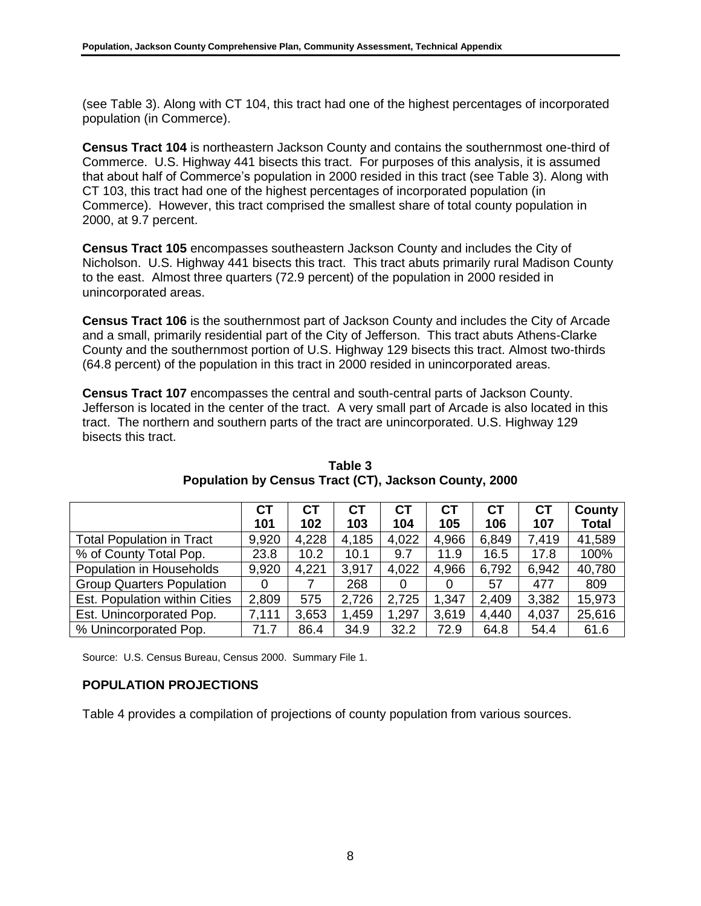(see Table 3). Along with CT 104, this tract had one of the highest percentages of incorporated population (in Commerce).

**Census Tract 104** is northeastern Jackson County and contains the southernmost one-third of Commerce. U.S. Highway 441 bisects this tract. For purposes of this analysis, it is assumed that about half of Commerce's population in 2000 resided in this tract (see Table 3). Along with CT 103, this tract had one of the highest percentages of incorporated population (in Commerce). However, this tract comprised the smallest share of total county population in 2000, at 9.7 percent.

**Census Tract 105** encompasses southeastern Jackson County and includes the City of Nicholson. U.S. Highway 441 bisects this tract. This tract abuts primarily rural Madison County to the east. Almost three quarters (72.9 percent) of the population in 2000 resided in unincorporated areas.

**Census Tract 106** is the southernmost part of Jackson County and includes the City of Arcade and a small, primarily residential part of the City of Jefferson. This tract abuts Athens-Clarke County and the southernmost portion of U.S. Highway 129 bisects this tract. Almost two-thirds (64.8 percent) of the population in this tract in 2000 resided in unincorporated areas.

**Census Tract 107** encompasses the central and south-central parts of Jackson County. Jefferson is located in the center of the tract. A very small part of Arcade is also located in this tract. The northern and southern parts of the tract are unincorporated. U.S. Highway 129 bisects this tract.

**Table 3**
**Population by Census Tract (CT), Jackson County, 2000**

| | CT 101 | CT 102 | CT 103 | CT 104 | CT 105 | CT 106 | CT 107 | County Total |
|---|---|---|---|---|---|---|---|---|
| Total Population in Tract | 9,920 | 4,228 | 4,185 | 4,022 | 4,966 | 6,849 | 7,419 | 41,589 |
| % of County Total Pop. | 23.8 | 10.2 | 10.1 | 9.7 | 11.9 | 16.5 | 17.8 | 100% |
| Population in Households | 9,920 | 4,221 | 3,917 | 4,022 | 4,966 | 6,792 | 6,942 | 40,780 |
| Group Quarters Population | 0 | 7 | 268 | 0 | 0 | 57 | 477 | 809 |
| Est. Population within Cities | 2,809 | 575 | 2,726 | 2,725 | 1,347 | 2,409 | 3,382 | 15,973 |
| Est. Unincorporated Pop. | 7,111 | 3,653 | 1,459 | 1,297 | 3,619 | 4,440 | 4,037 | 25,616 |
| % Unincorporated Pop. | 71.7 | 86.4 | 34.9 | 32.2 | 72.9 | 64.8 | 54.4 | 61.6 |

Source: U.S. Census Bureau, Census 2000. Summary File 1.

## POPULATION PROJECTIONS

Table 4 provides a compilation of projections of county population from various sources.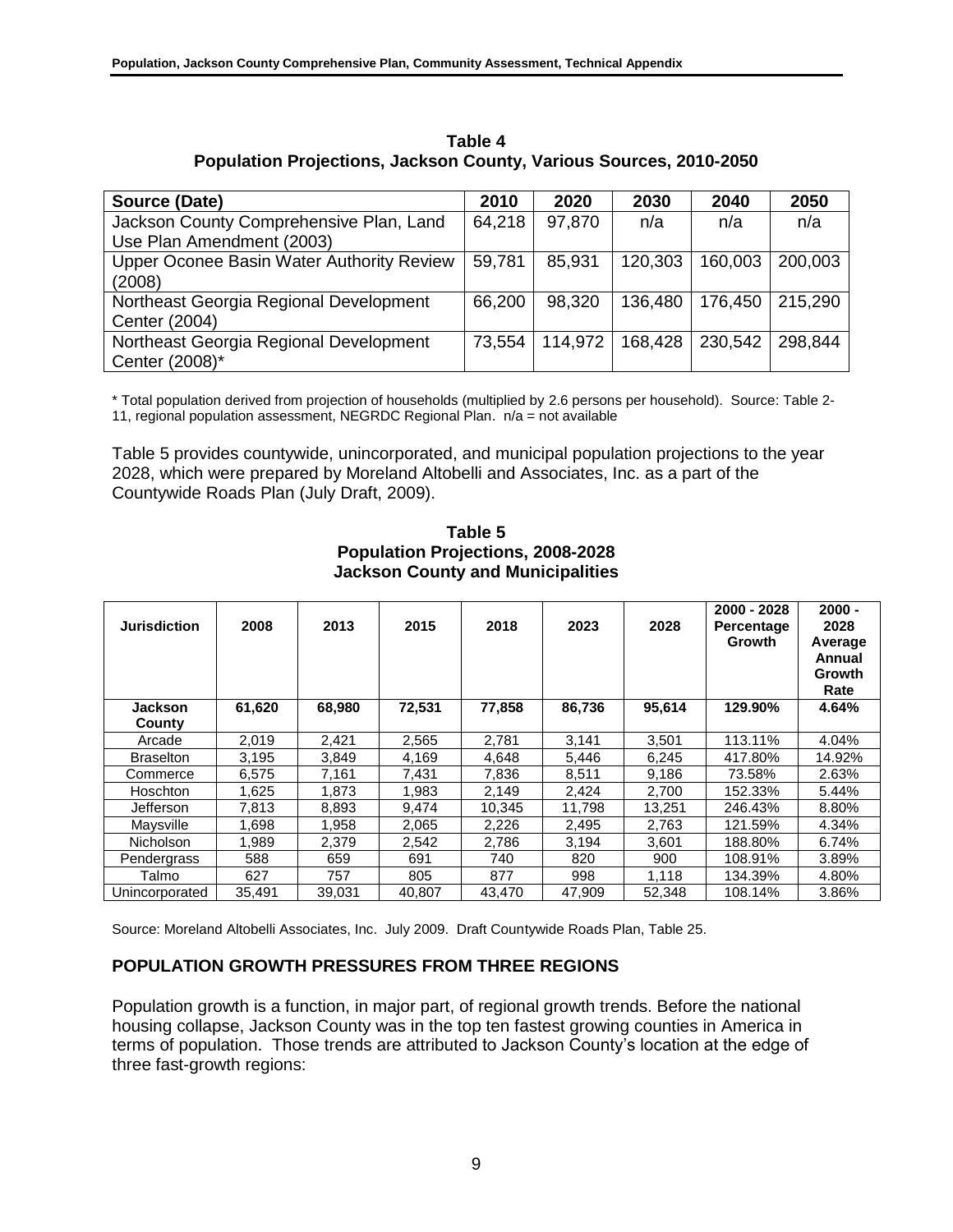**Table 4**
**Population Projections, Jackson County, Various Sources, 2010-2050**

| Source (Date) | 2010 | 2020 | 2030 | 2040 | 2050 |
|---|---|---|---|---|---|
| Jackson County Comprehensive Plan, Land Use Plan Amendment (2003) | 64,218 | 97,870 | n/a | n/a | n/a |
| Upper Oconee Basin Water Authority Review (2008) | 59,781 | 85,931 | 120,303 | 160,003 | 200,003 |
| Northeast Georgia Regional Development Center (2004) | 66,200 | 98,320 | 136,480 | 176,450 | 215,290 |
| Northeast Georgia Regional Development Center (2008)* | 73,554 | 114,972 | 168,428 | 230,542 | 298,844 |

\* Total population derived from projection of households (multiplied by 2.6 persons per household). Source: Table 2-11, regional population assessment, NEGRDC Regional Plan. n/a = not available

Table 5 provides countywide, unincorporated, and municipal population projections to the year 2028, which were prepared by Moreland Altobelli and Associates, Inc. as a part of the Countywide Roads Plan (July Draft, 2009).

**Table 5**
**Population Projections, 2008-2028**
**Jackson County and Municipalities**

| Jurisdiction | 2008 | 2013 | 2015 | 2018 | 2023 | 2028 | 2000 - 2028 Percentage Growth | 2000 - 2028 Average Annual Growth Rate |
|---|---|---|---|---|---|---|---|---|
| **Jackson County** | **61,620** | **68,980** | **72,531** | **77,858** | **86,736** | **95,614** | **129.90%** | **4.64%** |
| Arcade | 2,019 | 2,421 | 2,565 | 2,781 | 3,141 | 3,501 | 113.11% | 4.04% |
| Braselton | 3,195 | 3,849 | 4,169 | 4,648 | 5,446 | 6,245 | 417.80% | 14.92% |
| Commerce | 6,575 | 7,161 | 7,431 | 7,836 | 8,511 | 9,186 | 73.58% | 2.63% |
| Hoschton | 1,625 | 1,873 | 1,983 | 2,149 | 2,424 | 2,700 | 152.33% | 5.44% |
| Jefferson | 7,813 | 8,893 | 9,474 | 10,345 | 11,798 | 13,251 | 246.43% | 8.80% |
| Maysville | 1,698 | 1,958 | 2,065 | 2,226 | 2,495 | 2,763 | 121.59% | 4.34% |
| Nicholson | 1,989 | 2,379 | 2,542 | 2,786 | 3,194 | 3,601 | 188.80% | 6.74% |
| Pendergrass | 588 | 659 | 691 | 740 | 820 | 900 | 108.91% | 3.89% |
| Talmo | 627 | 757 | 805 | 877 | 998 | 1,118 | 134.39% | 4.80% |
| Unincorporated | 35,491 | 39,031 | 40,807 | 43,470 | 47,909 | 52,348 | 108.14% | 3.86% |

Source: Moreland Altobelli Associates, Inc. July 2009. Draft Countywide Roads Plan, Table 25.

## POPULATION GROWTH PRESSURES FROM THREE REGIONS

Population growth is a function, in major part, of regional growth trends. Before the national housing collapse, Jackson County was in the top ten fastest growing counties in America in terms of population. Those trends are attributed to Jackson County's location at the edge of three fast-growth regions: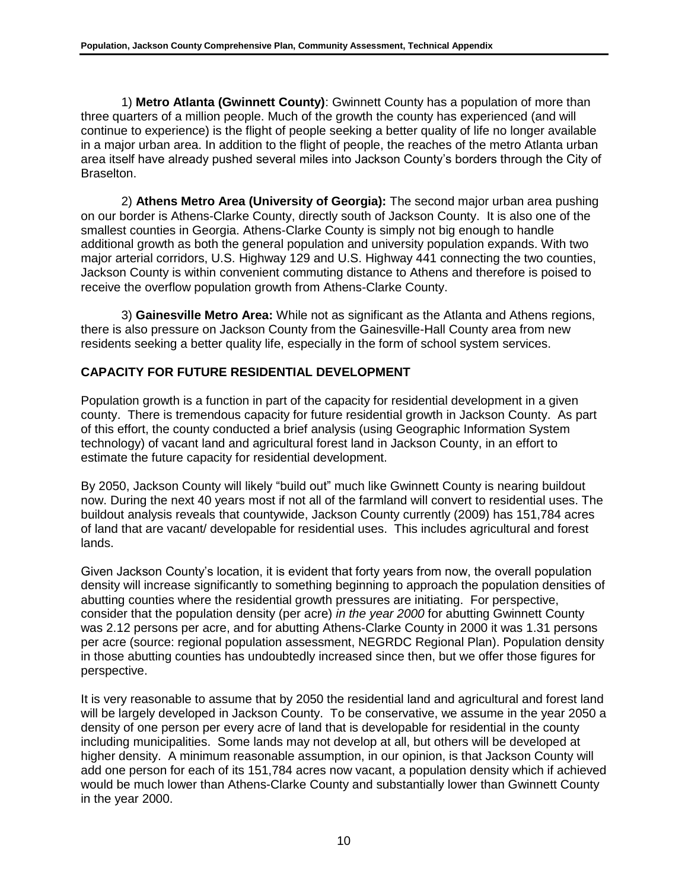1) **Metro Atlanta (Gwinnett County)**: Gwinnett County has a population of more than three quarters of a million people. Much of the growth the county has experienced (and will continue to experience) is the flight of people seeking a better quality of life no longer available in a major urban area. In addition to the flight of people, the reaches of the metro Atlanta urban area itself have already pushed several miles into Jackson County's borders through the City of Braselton.

2) **Athens Metro Area (University of Georgia):** The second major urban area pushing on our border is Athens-Clarke County, directly south of Jackson County. It is also one of the smallest counties in Georgia. Athens-Clarke County is simply not big enough to handle additional growth as both the general population and university population expands. With two major arterial corridors, U.S. Highway 129 and U.S. Highway 441 connecting the two counties, Jackson County is within convenient commuting distance to Athens and therefore is poised to receive the overflow population growth from Athens-Clarke County.

3) **Gainesville Metro Area:** While not as significant as the Atlanta and Athens regions, there is also pressure on Jackson County from the Gainesville-Hall County area from new residents seeking a better quality life, especially in the form of school system services.

## CAPACITY FOR FUTURE RESIDENTIAL DEVELOPMENT

Population growth is a function in part of the capacity for residential development in a given county. There is tremendous capacity for future residential growth in Jackson County. As part of this effort, the county conducted a brief analysis (using Geographic Information System technology) of vacant land and agricultural forest land in Jackson County, in an effort to estimate the future capacity for residential development.

By 2050, Jackson County will likely "build out" much like Gwinnett County is nearing buildout now. During the next 40 years most if not all of the farmland will convert to residential uses. The buildout analysis reveals that countywide, Jackson County currently (2009) has 151,784 acres of land that are vacant/ developable for residential uses. This includes agricultural and forest lands.

Given Jackson County's location, it is evident that forty years from now, the overall population density will increase significantly to something beginning to approach the population densities of abutting counties where the residential growth pressures are initiating. For perspective, consider that the population density (per acre) *in the year 2000* for abutting Gwinnett County was 2.12 persons per acre, and for abutting Athens-Clarke County in 2000 it was 1.31 persons per acre (source: regional population assessment, NEGRDC Regional Plan). Population density in those abutting counties has undoubtedly increased since then, but we offer those figures for perspective.

It is very reasonable to assume that by 2050 the residential land and agricultural and forest land will be largely developed in Jackson County. To be conservative, we assume in the year 2050 a density of one person per every acre of land that is developable for residential in the county including municipalities. Some lands may not develop at all, but others will be developed at higher density. A minimum reasonable assumption, in our opinion, is that Jackson County will add one person for each of its 151,784 acres now vacant, a population density which if achieved would be much lower than Athens-Clarke County and substantially lower than Gwinnett County in the year 2000.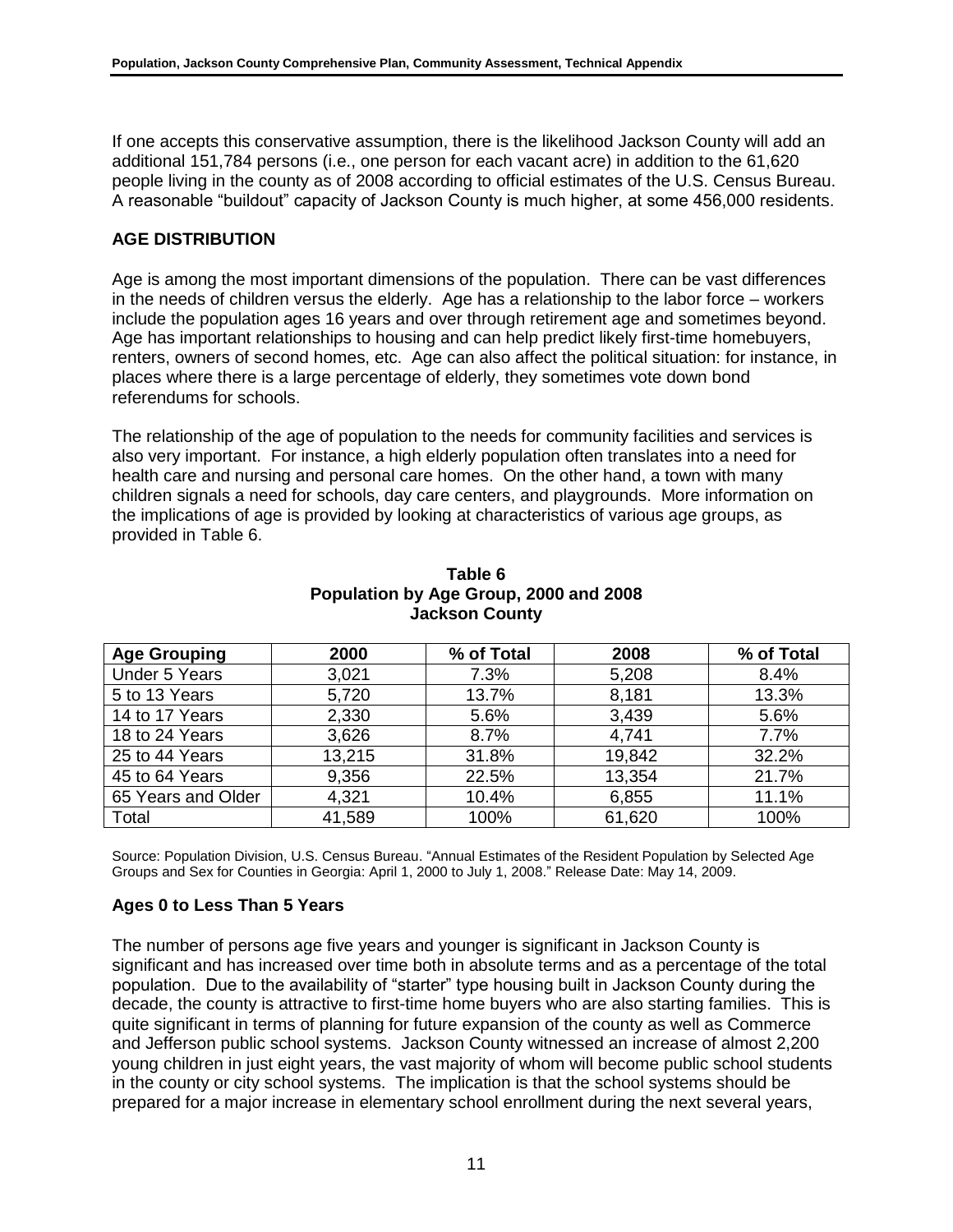If one accepts this conservative assumption, there is the likelihood Jackson County will add an additional 151,784 persons (i.e., one person for each vacant acre) in addition to the 61,620 people living in the county as of 2008 according to official estimates of the U.S. Census Bureau. A reasonable "buildout" capacity of Jackson County is much higher, at some 456,000 residents.

## AGE DISTRIBUTION

Age is among the most important dimensions of the population. There can be vast differences in the needs of children versus the elderly. Age has a relationship to the labor force – workers include the population ages 16 years and over through retirement age and sometimes beyond. Age has important relationships to housing and can help predict likely first-time homebuyers, renters, owners of second homes, etc. Age can also affect the political situation: for instance, in places where there is a large percentage of elderly, they sometimes vote down bond referendums for schools.

The relationship of the age of population to the needs for community facilities and services is also very important. For instance, a high elderly population often translates into a need for health care and nursing and personal care homes. On the other hand, a town with many children signals a need for schools, day care centers, and playgrounds. More information on the implications of age is provided by looking at characteristics of various age groups, as provided in Table 6.

**Table 6**
**Population by Age Group, 2000 and 2008**
**Jackson County**

| Age Grouping | 2000 | % of Total | 2008 | % of Total |
|---|---|---|---|---|
| Under 5 Years | 3,021 | 7.3% | 5,208 | 8.4% |
| 5 to 13 Years | 5,720 | 13.7% | 8,181 | 13.3% |
| 14 to 17 Years | 2,330 | 5.6% | 3,439 | 5.6% |
| 18 to 24 Years | 3,626 | 8.7% | 4,741 | 7.7% |
| 25 to 44 Years | 13,215 | 31.8% | 19,842 | 32.2% |
| 45 to 64 Years | 9,356 | 22.5% | 13,354 | 21.7% |
| 65 Years and Older | 4,321 | 10.4% | 6,855 | 11.1% |
| Total | 41,589 | 100% | 61,620 | 100% |

Source: Population Division, U.S. Census Bureau. "Annual Estimates of the Resident Population by Selected Age Groups and Sex for Counties in Georgia: April 1, 2000 to July 1, 2008." Release Date: May 14, 2009.

### Ages 0 to Less Than 5 Years

The number of persons age five years and younger is significant in Jackson County is significant and has increased over time both in absolute terms and as a percentage of the total population. Due to the availability of "starter" type housing built in Jackson County during the decade, the county is attractive to first-time home buyers who are also starting families. This is quite significant in terms of planning for future expansion of the county as well as Commerce and Jefferson public school systems. Jackson County witnessed an increase of almost 2,200 young children in just eight years, the vast majority of whom will become public school students in the county or city school systems. The implication is that the school systems should be prepared for a major increase in elementary school enrollment during the next several years,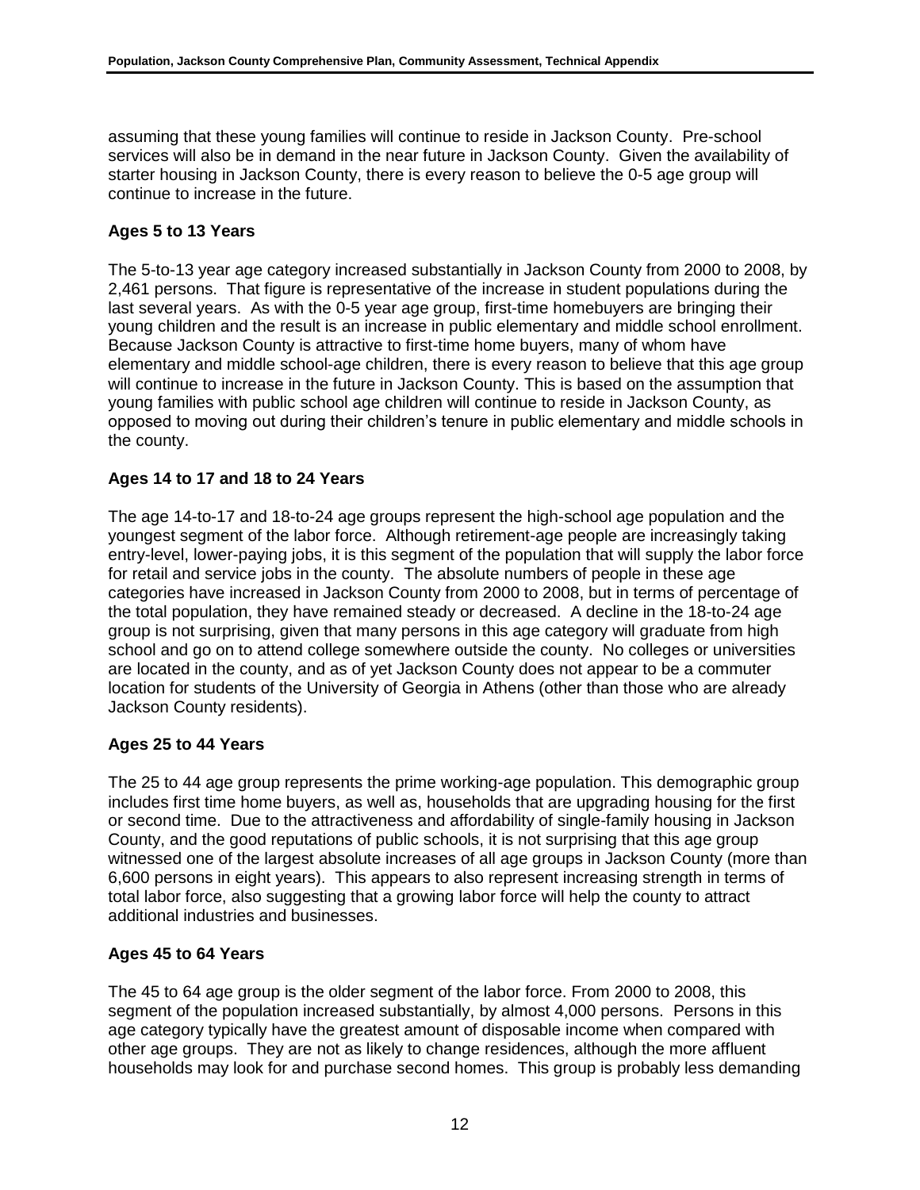assuming that these young families will continue to reside in Jackson County. Pre-school services will also be in demand in the near future in Jackson County. Given the availability of starter housing in Jackson County, there is every reason to believe the 0-5 age group will continue to increase in the future.

### Ages 5 to 13 Years

The 5-to-13 year age category increased substantially in Jackson County from 2000 to 2008, by 2,461 persons. That figure is representative of the increase in student populations during the last several years. As with the 0-5 year age group, first-time homebuyers are bringing their young children and the result is an increase in public elementary and middle school enrollment. Because Jackson County is attractive to first-time home buyers, many of whom have elementary and middle school-age children, there is every reason to believe that this age group will continue to increase in the future in Jackson County. This is based on the assumption that young families with public school age children will continue to reside in Jackson County, as opposed to moving out during their children's tenure in public elementary and middle schools in the county.

### Ages 14 to 17 and 18 to 24 Years

The age 14-to-17 and 18-to-24 age groups represent the high-school age population and the youngest segment of the labor force. Although retirement-age people are increasingly taking entry-level, lower-paying jobs, it is this segment of the population that will supply the labor force for retail and service jobs in the county. The absolute numbers of people in these age categories have increased in Jackson County from 2000 to 2008, but in terms of percentage of the total population, they have remained steady or decreased. A decline in the 18-to-24 age group is not surprising, given that many persons in this age category will graduate from high school and go on to attend college somewhere outside the county. No colleges or universities are located in the county, and as of yet Jackson County does not appear to be a commuter location for students of the University of Georgia in Athens (other than those who are already Jackson County residents).

### Ages 25 to 44 Years

The 25 to 44 age group represents the prime working-age population. This demographic group includes first time home buyers, as well as, households that are upgrading housing for the first or second time. Due to the attractiveness and affordability of single-family housing in Jackson County, and the good reputations of public schools, it is not surprising that this age group witnessed one of the largest absolute increases of all age groups in Jackson County (more than 6,600 persons in eight years). This appears to also represent increasing strength in terms of total labor force, also suggesting that a growing labor force will help the county to attract additional industries and businesses.

### Ages 45 to 64 Years

The 45 to 64 age group is the older segment of the labor force. From 2000 to 2008, this segment of the population increased substantially, by almost 4,000 persons. Persons in this age category typically have the greatest amount of disposable income when compared with other age groups. They are not as likely to change residences, although the more affluent households may look for and purchase second homes. This group is probably less demanding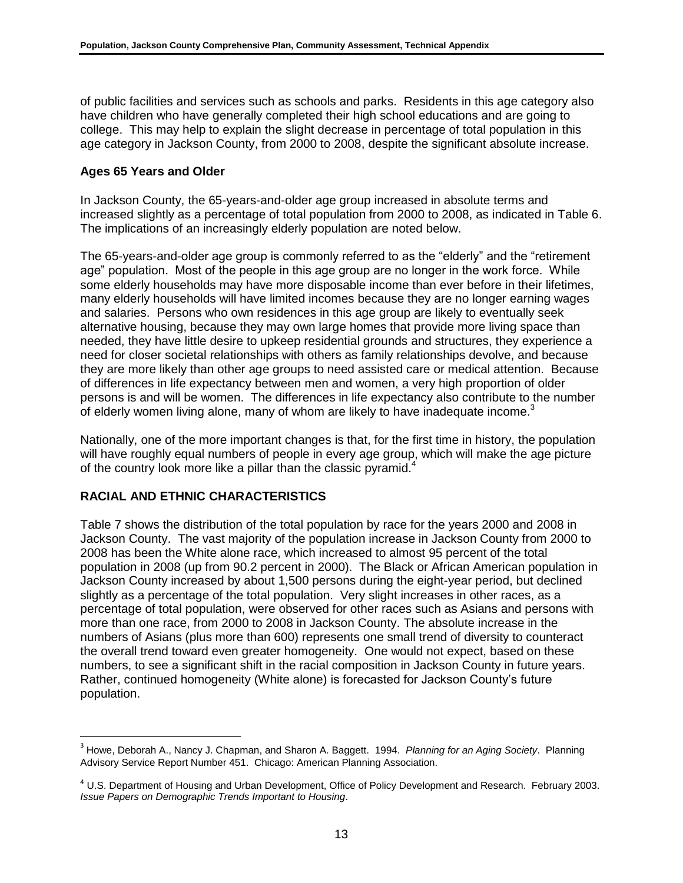of public facilities and services such as schools and parks. Residents in this age category also have children who have generally completed their high school educations and are going to college. This may help to explain the slight decrease in percentage of total population in this age category in Jackson County, from 2000 to 2008, despite the significant absolute increase.

### Ages 65 Years and Older

In Jackson County, the 65-years-and-older age group increased in absolute terms and increased slightly as a percentage of total population from 2000 to 2008, as indicated in Table 6. The implications of an increasingly elderly population are noted below.

The 65-years-and-older age group is commonly referred to as the "elderly" and the "retirement age" population. Most of the people in this age group are no longer in the work force. While some elderly households may have more disposable income than ever before in their lifetimes, many elderly households will have limited incomes because they are no longer earning wages and salaries. Persons who own residences in this age group are likely to eventually seek alternative housing, because they may own large homes that provide more living space than needed, they have little desire to upkeep residential grounds and structures, they experience a need for closer societal relationships with others as family relationships devolve, and because they are more likely than other age groups to need assisted care or medical attention. Because of differences in life expectancy between men and women, a very high proportion of older persons is and will be women. The differences in life expectancy also contribute to the number of elderly women living alone, many of whom are likely to have inadequate income.[3]

Nationally, one of the more important changes is that, for the first time in history, the population will have roughly equal numbers of people in every age group, which will make the age picture of the country look more like a pillar than the classic pyramid.[4]

## RACIAL AND ETHNIC CHARACTERISTICS

Table 7 shows the distribution of the total population by race for the years 2000 and 2008 in Jackson County. The vast majority of the population increase in Jackson County from 2000 to 2008 has been the White alone race, which increased to almost 95 percent of the total population in 2008 (up from 90.2 percent in 2000). The Black or African American population in Jackson County increased by about 1,500 persons during the eight-year period, but declined slightly as a percentage of the total population. Very slight increases in other races, as a percentage of total population, were observed for other races such as Asians and persons with more than one race, from 2000 to 2008 in Jackson County. The absolute increase in the numbers of Asians (plus more than 600) represents one small trend of diversity to counteract the overall trend toward even greater homogeneity. One would not expect, based on these numbers, to see a significant shift in the racial composition in Jackson County in future years. Rather, continued homogeneity (White alone) is forecasted for Jackson County's future population.

---

[3] Howe, Deborah A., Nancy J. Chapman, and Sharon A. Baggett. 1994. *Planning for an Aging Society*. Planning Advisory Service Report Number 451. Chicago: American Planning Association.

[4] U.S. Department of Housing and Urban Development, Office of Policy Development and Research. February 2003. *Issue Papers on Demographic Trends Important to Housing*.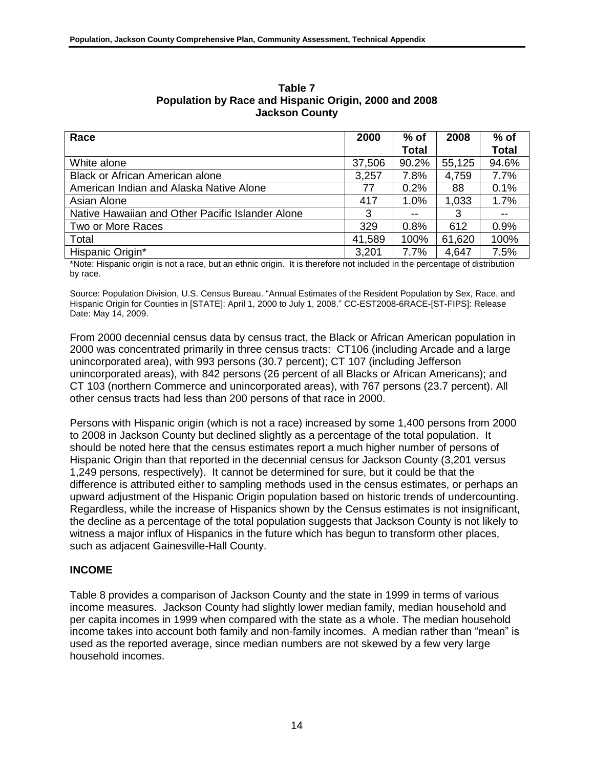**Table 7**
**Population by Race and Hispanic Origin, 2000 and 2008**
**Jackson County**

| Race | 2000 | % of Total | 2008 | % of Total |
|---|---|---|---|---|
| White alone | 37,506 | 90.2% | 55,125 | 94.6% |
| Black or African American alone | 3,257 | 7.8% | 4,759 | 7.7% |
| American Indian and Alaska Native Alone | 77 | 0.2% | 88 | 0.1% |
| Asian Alone | 417 | 1.0% | 1,033 | 1.7% |
| Native Hawaiian and Other Pacific Islander Alone | 3 | -- | 3 | -- |
| Two or More Races | 329 | 0.8% | 612 | 0.9% |
| Total | 41,589 | 100% | 61,620 | 100% |
| Hispanic Origin* | 3,201 | 7.7% | 4,647 | 7.5% |

*Note: Hispanic origin is not a race, but an ethnic origin. It is therefore not included in the percentage of distribution by race.

Source: Population Division, U.S. Census Bureau. "Annual Estimates of the Resident Population by Sex, Race, and Hispanic Origin for Counties in [STATE]: April 1, 2000 to July 1, 2008." CC-EST2008-6RACE-[ST-FIPS]: Release Date: May 14, 2009.

From 2000 decennial census data by census tract, the Black or African American population in 2000 was concentrated primarily in three census tracts: CT106 (including Arcade and a large unincorporated area), with 993 persons (30.7 percent); CT 107 (including Jefferson unincorporated areas), with 842 persons (26 percent of all Blacks or African Americans); and CT 103 (northern Commerce and unincorporated areas), with 767 persons (23.7 percent). All other census tracts had less than 200 persons of that race in 2000.

Persons with Hispanic origin (which is not a race) increased by some 1,400 persons from 2000 to 2008 in Jackson County but declined slightly as a percentage of the total population. It should be noted here that the census estimates report a much higher number of persons of Hispanic Origin than that reported in the decennial census for Jackson County (3,201 versus 1,249 persons, respectively). It cannot be determined for sure, but it could be that the difference is attributed either to sampling methods used in the census estimates, or perhaps an upward adjustment of the Hispanic Origin population based on historic trends of undercounting. Regardless, while the increase of Hispanics shown by the Census estimates is not insignificant, the decline as a percentage of the total population suggests that Jackson County is not likely to witness a major influx of Hispanics in the future which has begun to transform other places, such as adjacent Gainesville-Hall County.

## INCOME

Table 8 provides a comparison of Jackson County and the state in 1999 in terms of various income measures. Jackson County had slightly lower median family, median household and per capita incomes in 1999 when compared with the state as a whole. The median household income takes into account both family and non-family incomes. A median rather than "mean" is used as the reported average, since median numbers are not skewed by a few very large household incomes.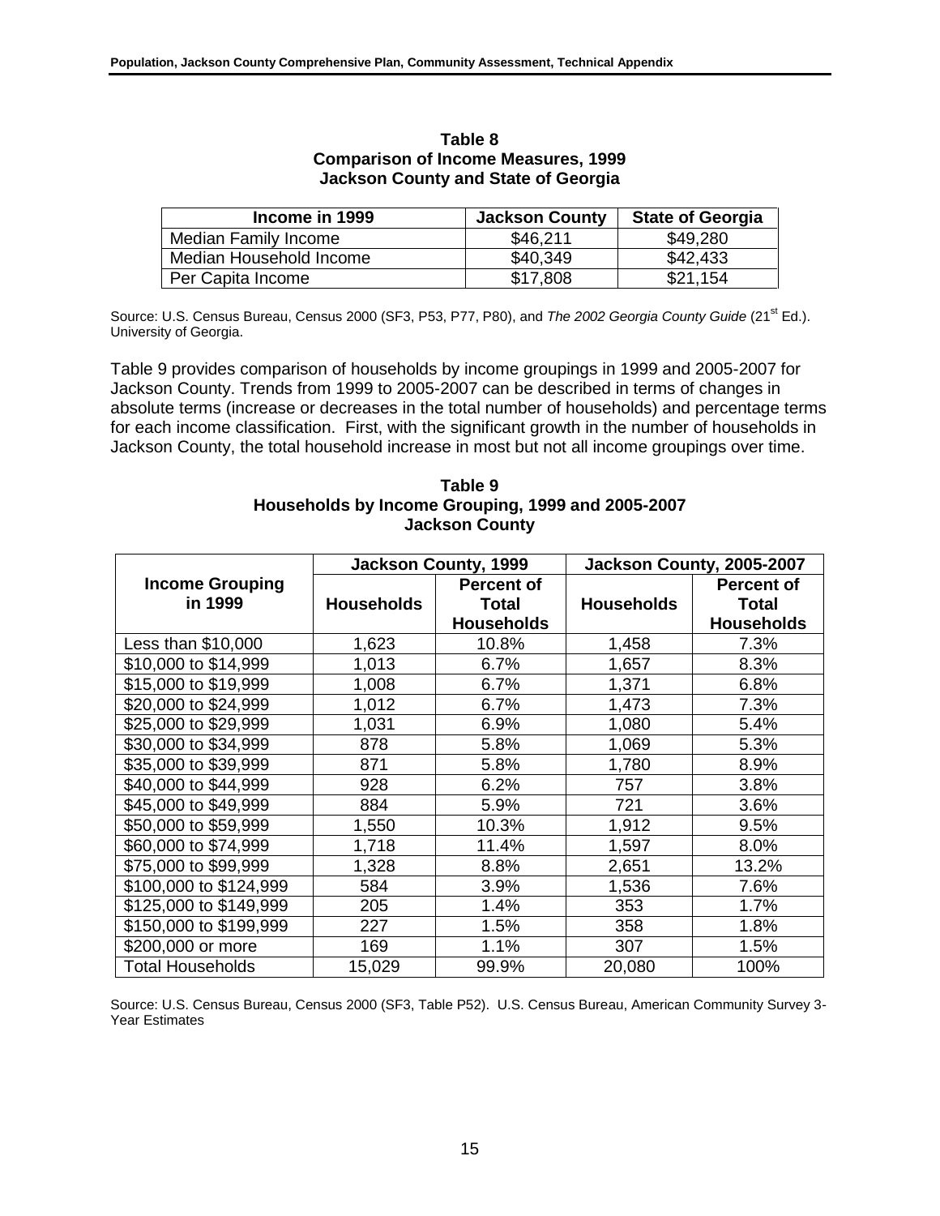**Table 8**
**Comparison of Income Measures, 1999**
**Jackson County and State of Georgia**

| Income in 1999 | Jackson County | State of Georgia |
|---|---|---|
| Median Family Income | $46,211 | $49,280 |
| Median Household Income | $40,349 | $42,433 |
| Per Capita Income | $17,808 | $21,154 |

Source: U.S. Census Bureau, Census 2000 (SF3, P53, P77, P80), and *The 2002 Georgia County Guide* (21st Ed.). University of Georgia.

Table 9 provides comparison of households by income groupings in 1999 and 2005-2007 for Jackson County. Trends from 1999 to 2005-2007 can be described in terms of changes in absolute terms (increase or decreases in the total number of households) and percentage terms for each income classification. First, with the significant growth in the number of households in Jackson County, the total household increase in most but not all income groupings over time.

**Table 9**
**Households by Income Grouping, 1999 and 2005-2007**
**Jackson County**

| Income Grouping in 1999 | Jackson County, 1999 | | Jackson County, 2005-2007 | |
|---|---|---|---|---|
| | Households | Percent of Total Households | Households | Percent of Total Households |
| Less than $10,000 | 1,623 | 10.8% | 1,458 | 7.3% |
| $10,000 to $14,999 | 1,013 | 6.7% | 1,657 | 8.3% |
| $15,000 to $19,999 | 1,008 | 6.7% | 1,371 | 6.8% |
| $20,000 to $24,999 | 1,012 | 6.7% | 1,473 | 7.3% |
| $25,000 to $29,999 | 1,031 | 6.9% | 1,080 | 5.4% |
| $30,000 to $34,999 | 878 | 5.8% | 1,069 | 5.3% |
| $35,000 to $39,999 | 871 | 5.8% | 1,780 | 8.9% |
| $40,000 to $44,999 | 928 | 6.2% | 757 | 3.8% |
| $45,000 to $49,999 | 884 | 5.9% | 721 | 3.6% |
| $50,000 to $59,999 | 1,550 | 10.3% | 1,912 | 9.5% |
| $60,000 to $74,999 | 1,718 | 11.4% | 1,597 | 8.0% |
| $75,000 to $99,999 | 1,328 | 8.8% | 2,651 | 13.2% |
| $100,000 to $124,999 | 584 | 3.9% | 1,536 | 7.6% |
| $125,000 to $149,999 | 205 | 1.4% | 353 | 1.7% |
| $150,000 to $199,999 | 227 | 1.5% | 358 | 1.8% |
| $200,000 or more | 169 | 1.1% | 307 | 1.5% |
| Total Households | 15,029 | 99.9% | 20,080 | 100% |

Source: U.S. Census Bureau, Census 2000 (SF3, Table P52). U.S. Census Bureau, American Community Survey 3-Year Estimates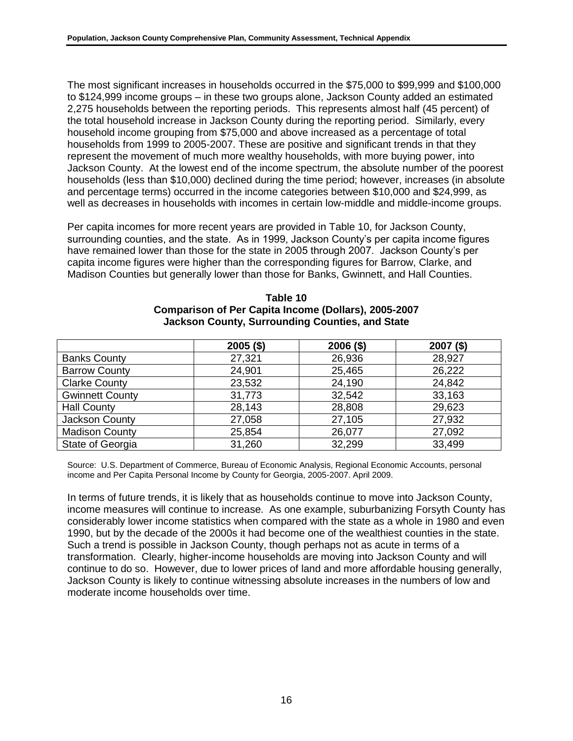The most significant increases in households occurred in the $75,000 to $99,999 and $100,000 to $124,999 income groups – in these two groups alone, Jackson County added an estimated 2,275 households between the reporting periods. This represents almost half (45 percent) of the total household increase in Jackson County during the reporting period. Similarly, every household income grouping from $75,000 and above increased as a percentage of total households from 1999 to 2005-2007. These are positive and significant trends in that they represent the movement of much more wealthy households, with more buying power, into Jackson County. At the lowest end of the income spectrum, the absolute number of the poorest households (less than $10,000) declined during the time period; however, increases (in absolute and percentage terms) occurred in the income categories between $10,000 and $24,999, as well as decreases in households with incomes in certain low-middle and middle-income groups.

Per capita incomes for more recent years are provided in Table 10, for Jackson County, surrounding counties, and the state. As in 1999, Jackson County's per capita income figures have remained lower than those for the state in 2005 through 2007. Jackson County's per capita income figures were higher than the corresponding figures for Barrow, Clarke, and Madison Counties but generally lower than those for Banks, Gwinnett, and Hall Counties.

**Table 10**
**Comparison of Per Capita Income (Dollars), 2005-2007**
**Jackson County, Surrounding Counties, and State**

| | 2005 ($) | 2006 ($) | 2007 ($) |
|---|---|---|---|
| Banks County | 27,321 | 26,936 | 28,927 |
| Barrow County | 24,901 | 25,465 | 26,222 |
| Clarke County | 23,532 | 24,190 | 24,842 |
| Gwinnett County | 31,773 | 32,542 | 33,163 |
| Hall County | 28,143 | 28,808 | 29,623 |
| Jackson County | 27,058 | 27,105 | 27,932 |
| Madison County | 25,854 | 26,077 | 27,092 |
| State of Georgia | 31,260 | 32,299 | 33,499 |

Source: U.S. Department of Commerce, Bureau of Economic Analysis, Regional Economic Accounts, personal income and Per Capita Personal Income by County for Georgia, 2005-2007. April 2009.

In terms of future trends, it is likely that as households continue to move into Jackson County, income measures will continue to increase. As one example, suburbanizing Forsyth County has considerably lower income statistics when compared with the state as a whole in 1980 and even 1990, but by the decade of the 2000s it had become one of the wealthiest counties in the state. Such a trend is possible in Jackson County, though perhaps not as acute in terms of a transformation. Clearly, higher-income households are moving into Jackson County and will continue to do so. However, due to lower prices of land and more affordable housing generally, Jackson County is likely to continue witnessing absolute increases in the numbers of low and moderate income households over time.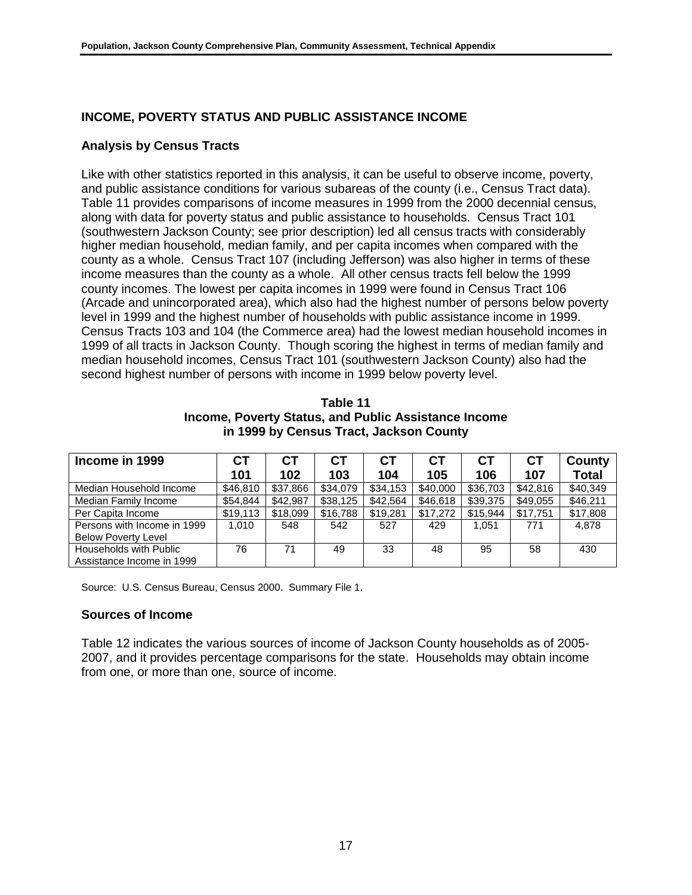## INCOME, POVERTY STATUS AND PUBLIC ASSISTANCE INCOME

### Analysis by Census Tracts

Like with other statistics reported in this analysis, it can be useful to observe income, poverty, and public assistance conditions for various subareas of the county (i.e., Census Tract data). Table 11 provides comparisons of income measures in 1999 from the 2000 decennial census, along with data for poverty status and public assistance to households. Census Tract 101 (southwestern Jackson County; see prior description) led all census tracts with considerably higher median household, median family, and per capita incomes when compared with the county as a whole. Census Tract 107 (including Jefferson) was also higher in terms of these income measures than the county as a whole. All other census tracts fell below the 1999 county incomes. The lowest per capita incomes in 1999 were found in Census Tract 106 (Arcade and unincorporated area), which also had the highest number of persons below poverty level in 1999 and the highest number of households with public assistance income in 1999. Census Tracts 103 and 104 (the Commerce area) had the lowest median household incomes in 1999 of all tracts in Jackson County. Though scoring the highest in terms of median family and median household incomes, Census Tract 101 (southwestern Jackson County) also had the second highest number of persons with income in 1999 below poverty level.

**Table 11**
**Income, Poverty Status, and Public Assistance Income in 1999 by Census Tract, Jackson County**

| Income in 1999 | CT 101 | CT 102 | CT 103 | CT 104 | CT 105 | CT 106 | CT 107 | County Total |
|---|---|---|---|---|---|---|---|---|
| Median Household Income | $46,810 | $37,866 | $34,079 | $34,153 | $40,000 | $36,703 | $42,816 | $40,349 |
| Median Family Income | $54,844 | $42,987 | $38,125 | $42,564 | $46,618 | $39,375 | $49,055 | $46,211 |
| Per Capita Income | $19,113 | $18,099 | $16,788 | $19,281 | $17,272 | $15,944 | $17,751 | $17,808 |
| Persons with Income in 1999 Below Poverty Level | 1,010 | 548 | 542 | 527 | 429 | 1,051 | 771 | 4,878 |
| Households with Public Assistance Income in 1999 | 76 | 71 | 49 | 33 | 48 | 95 | 58 | 430 |

Source: U.S. Census Bureau, Census 2000. Summary File 1.

### Sources of Income

Table 12 indicates the various sources of income of Jackson County households as of 2005-2007, and it provides percentage comparisons for the state. Households may obtain income from one, or more than one, source of income.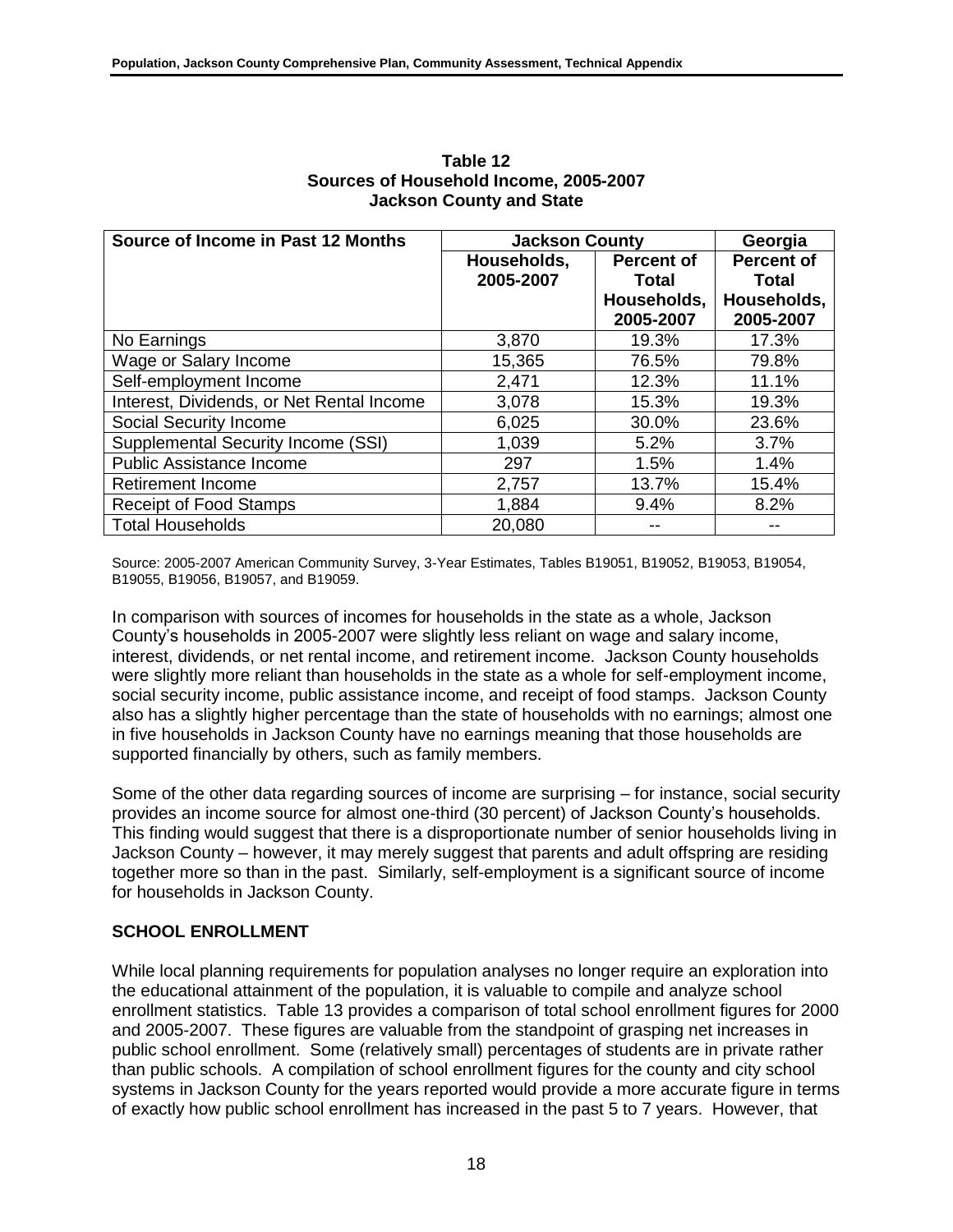**Table 12**
**Sources of Household Income, 2005-2007**
**Jackson County and State**

| Source of Income in Past 12 Months | Jackson County | | Georgia |
|---|---|---|---|
| | Households, 2005-2007 | Percent of Total Households, 2005-2007 | Percent of Total Households, 2005-2007 |
| No Earnings | 3,870 | 19.3% | 17.3% |
| Wage or Salary Income | 15,365 | 76.5% | 79.8% |
| Self-employment Income | 2,471 | 12.3% | 11.1% |
| Interest, Dividends, or Net Rental Income | 3,078 | 15.3% | 19.3% |
| Social Security Income | 6,025 | 30.0% | 23.6% |
| Supplemental Security Income (SSI) | 1,039 | 5.2% | 3.7% |
| Public Assistance Income | 297 | 1.5% | 1.4% |
| Retirement Income | 2,757 | 13.7% | 15.4% |
| Receipt of Food Stamps | 1,884 | 9.4% | 8.2% |
| Total Households | 20,080 | -- | -- |

Source: 2005-2007 American Community Survey, 3-Year Estimates, Tables B19051, B19052, B19053, B19054, B19055, B19056, B19057, and B19059.

In comparison with sources of incomes for households in the state as a whole, Jackson County's households in 2005-2007 were slightly less reliant on wage and salary income, interest, dividends, or net rental income, and retirement income. Jackson County households were slightly more reliant than households in the state as a whole for self-employment income, social security income, public assistance income, and receipt of food stamps. Jackson County also has a slightly higher percentage than the state of households with no earnings; almost one in five households in Jackson County have no earnings meaning that those households are supported financially by others, such as family members.

Some of the other data regarding sources of income are surprising – for instance, social security provides an income source for almost one-third (30 percent) of Jackson County's households. This finding would suggest that there is a disproportionate number of senior households living in Jackson County – however, it may merely suggest that parents and adult offspring are residing together more so than in the past. Similarly, self-employment is a significant source of income for households in Jackson County.

## SCHOOL ENROLLMENT

While local planning requirements for population analyses no longer require an exploration into the educational attainment of the population, it is valuable to compile and analyze school enrollment statistics. Table 13 provides a comparison of total school enrollment figures for 2000 and 2005-2007. These figures are valuable from the standpoint of grasping net increases in public school enrollment. Some (relatively small) percentages of students are in private rather than public schools. A compilation of school enrollment figures for the county and city school systems in Jackson County for the years reported would provide a more accurate figure in terms of exactly how public school enrollment has increased in the past 5 to 7 years. However, that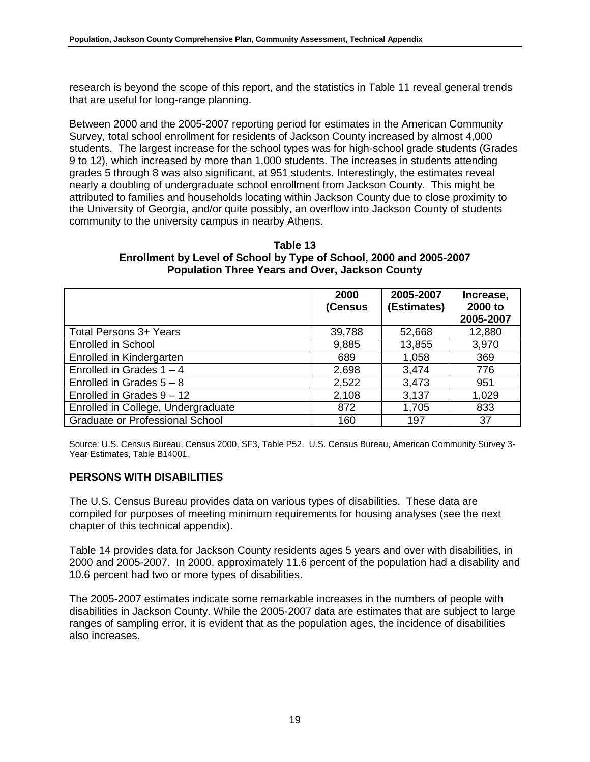research is beyond the scope of this report, and the statistics in Table 11 reveal general trends that are useful for long-range planning.

Between 2000 and the 2005-2007 reporting period for estimates in the American Community Survey, total school enrollment for residents of Jackson County increased by almost 4,000 students. The largest increase for the school types was for high-school grade students (Grades 9 to 12), which increased by more than 1,000 students. The increases in students attending grades 5 through 8 was also significant, at 951 students. Interestingly, the estimates reveal nearly a doubling of undergraduate school enrollment from Jackson County. This might be attributed to families and households locating within Jackson County due to close proximity to the University of Georgia, and/or quite possibly, an overflow into Jackson County of students community to the university campus in nearby Athens.

**Table 13**
**Enrollment by Level of School by Type of School, 2000 and 2005-2007**
**Population Three Years and Over, Jackson County**

| | 2000 (Census | 2005-2007 (Estimates) | Increase, 2000 to 2005-2007 |
|---|---|---|---|
| Total Persons 3+ Years | 39,788 | 52,668 | 12,880 |
| Enrolled in School | 9,885 | 13,855 | 3,970 |
| Enrolled in Kindergarten | 689 | 1,058 | 369 |
| Enrolled in Grades 1 – 4 | 2,698 | 3,474 | 776 |
| Enrolled in Grades 5 – 8 | 2,522 | 3,473 | 951 |
| Enrolled in Grades 9 – 12 | 2,108 | 3,137 | 1,029 |
| Enrolled in College, Undergraduate | 872 | 1,705 | 833 |
| Graduate or Professional School | 160 | 197 | 37 |

Source: U.S. Census Bureau, Census 2000, SF3, Table P52. U.S. Census Bureau, American Community Survey 3-Year Estimates, Table B14001.

## PERSONS WITH DISABILITIES

The U.S. Census Bureau provides data on various types of disabilities. These data are compiled for purposes of meeting minimum requirements for housing analyses (see the next chapter of this technical appendix).

Table 14 provides data for Jackson County residents ages 5 years and over with disabilities, in 2000 and 2005-2007. In 2000, approximately 11.6 percent of the population had a disability and 10.6 percent had two or more types of disabilities.

The 2005-2007 estimates indicate some remarkable increases in the numbers of people with disabilities in Jackson County. While the 2005-2007 data are estimates that are subject to large ranges of sampling error, it is evident that as the population ages, the incidence of disabilities also increases.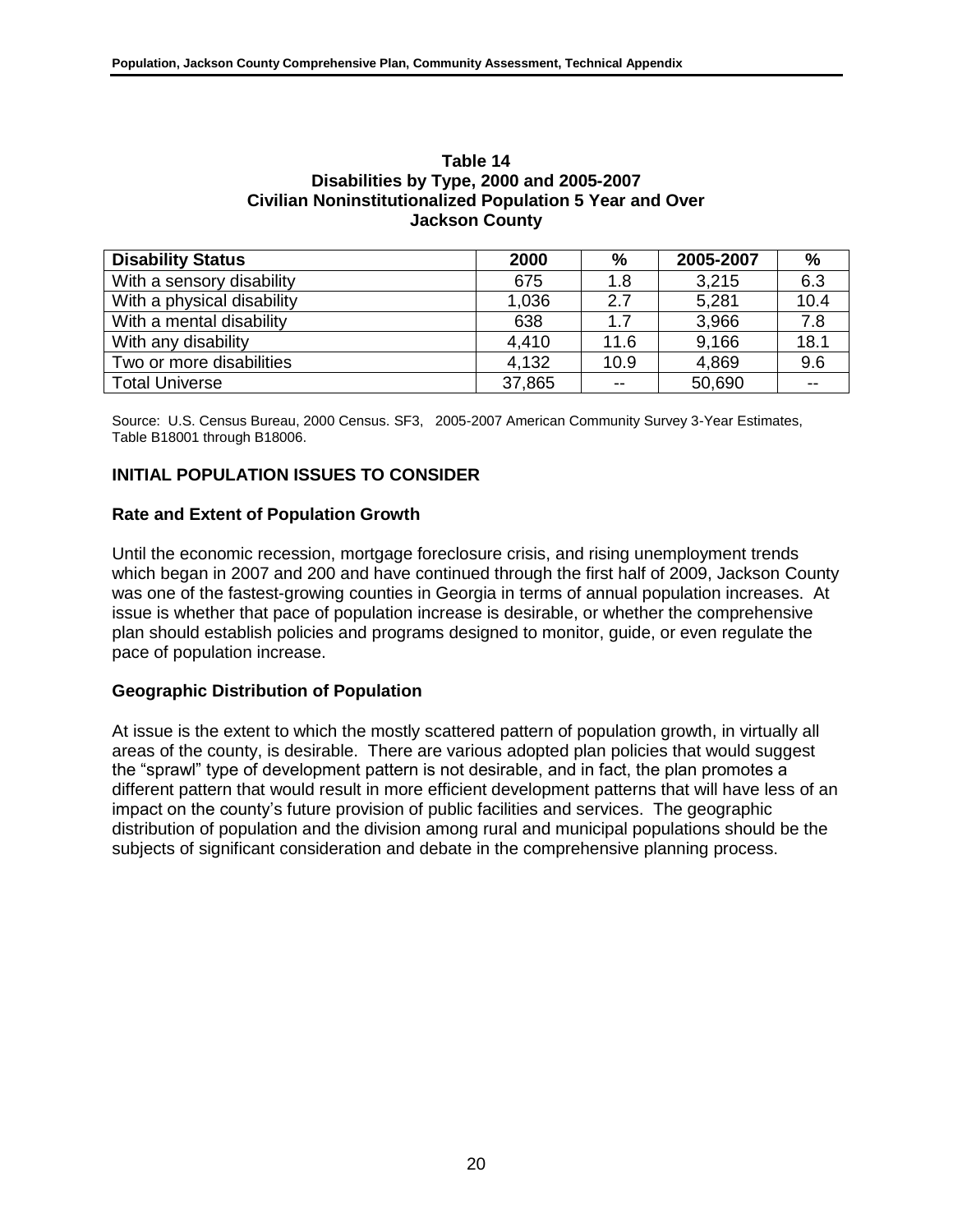**Table 14**
**Disabilities by Type, 2000 and 2005-2007**
**Civilian Noninstitutionalized Population 5 Year and Over**
**Jackson County**

| Disability Status | 2000 | % | 2005-2007 | % |
|---|---|---|---|---|
| With a sensory disability | 675 | 1.8 | 3,215 | 6.3 |
| With a physical disability | 1,036 | 2.7 | 5,281 | 10.4 |
| With a mental disability | 638 | 1.7 | 3,966 | 7.8 |
| With any disability | 4,410 | 11.6 | 9,166 | 18.1 |
| Two or more disabilities | 4,132 | 10.9 | 4,869 | 9.6 |
| Total Universe | 37,865 | -- | 50,690 | -- |

Source: U.S. Census Bureau, 2000 Census. SF3, 2005-2007 American Community Survey 3-Year Estimates, Table B18001 through B18006.

## INITIAL POPULATION ISSUES TO CONSIDER

### Rate and Extent of Population Growth

Until the economic recession, mortgage foreclosure crisis, and rising unemployment trends which began in 2007 and 200 and have continued through the first half of 2009, Jackson County was one of the fastest-growing counties in Georgia in terms of annual population increases. At issue is whether that pace of population increase is desirable, or whether the comprehensive plan should establish policies and programs designed to monitor, guide, or even regulate the pace of population increase.

### Geographic Distribution of Population

At issue is the extent to which the mostly scattered pattern of population growth, in virtually all areas of the county, is desirable. There are various adopted plan policies that would suggest the "sprawl" type of development pattern is not desirable, and in fact, the plan promotes a different pattern that would result in more efficient development patterns that will have less of an impact on the county's future provision of public facilities and services. The geographic distribution of population and the division among rural and municipal populations should be the subjects of significant consideration and debate in the comprehensive planning process.